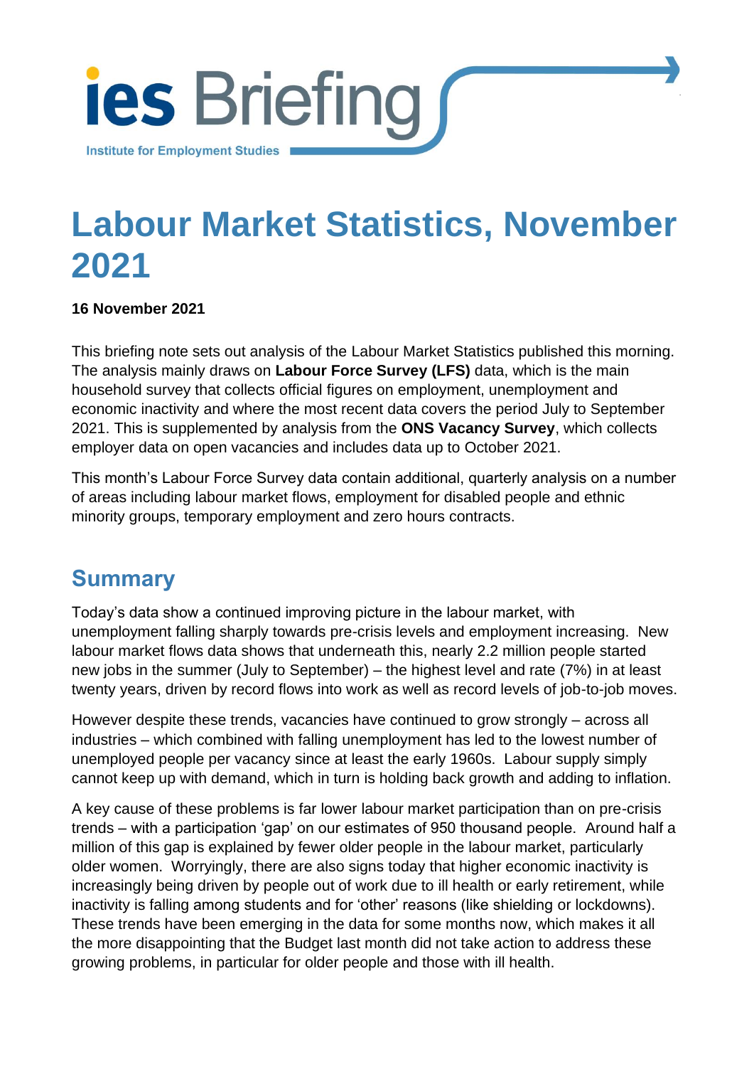ies Briefing

Institute for Employment Studies

# Labour Market Statistics, November 2021

**16 November 2021**

This briefing note sets out analysis of the Labour Market Statistics published this morning. The analysis mainly draws on **Labour Force Survey (LFS)** data, which is the main household survey that collects official figures on employment, unemployment and economic inactivity and where the most recent data covers the period July to September 2021. This is supplemented by analysis from the **ONS Vacancy Survey**, which collects employer data on open vacancies and includes data up to October 2021.

This month's Labour Force Survey data contain additional, quarterly analysis on a number of areas including labour market flows, employment for disabled people and ethnic minority groups, temporary employment and zero hours contracts.

## Summary

Today's data show a continued improving picture in the labour market, with unemployment falling sharply towards pre-crisis levels and employment increasing. New labour market flows data shows that underneath this, nearly 2.2 million people started new jobs in the summer (July to September) – the highest level and rate (7%) in at least twenty years, driven by record flows into work as well as record levels of job-to-job moves.

However despite these trends, vacancies have continued to grow strongly – across all industries – which combined with falling unemployment has led to the lowest number of unemployed people per vacancy since at least the early 1960s. Labour supply simply cannot keep up with demand, which in turn is holding back growth and adding to inflation.

A key cause of these problems is far lower labour market participation than on pre-crisis trends – with a participation 'gap' on our estimates of 950 thousand people. Around half a million of this gap is explained by fewer older people in the labour market, particularly older women. Worryingly, there are also signs today that higher economic inactivity is increasingly being driven by people out of work due to ill health or early retirement, while inactivity is falling among students and for 'other' reasons (like shielding or lockdowns). These trends have been emerging in the data for some months now, which makes it all the more disappointing that the Budget last month did not take action to address these growing problems, in particular for older people and those with ill health.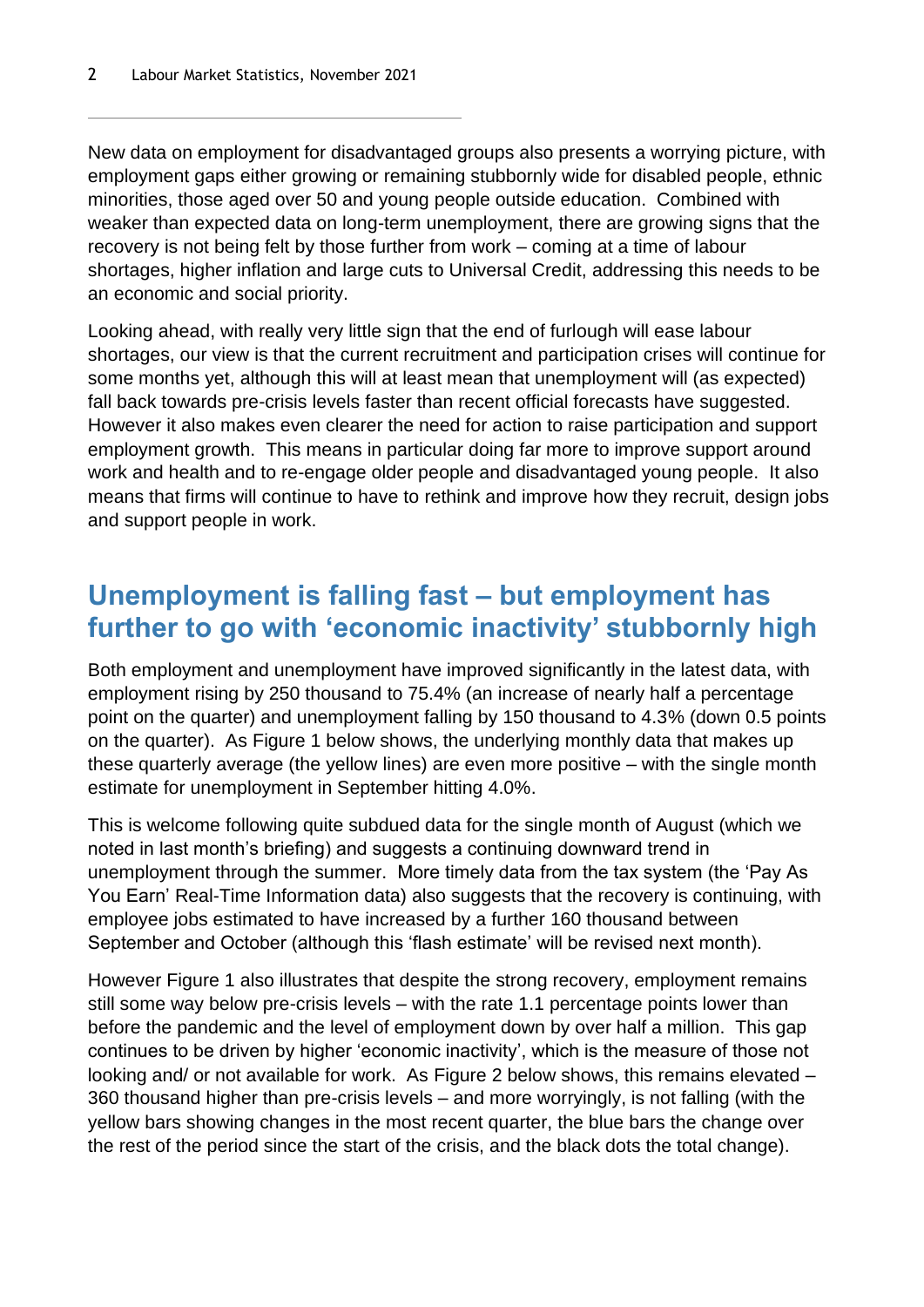New data on employment for disadvantaged groups also presents a worrying picture, with employment gaps either growing or remaining stubbornly wide for disabled people, ethnic minorities, those aged over 50 and young people outside education. Combined with weaker than expected data on long-term unemployment, there are growing signs that the recovery is not being felt by those further from work – coming at a time of labour shortages, higher inflation and large cuts to Universal Credit, addressing this needs to be an economic and social priority.

Looking ahead, with really very little sign that the end of furlough will ease labour shortages, our view is that the current recruitment and participation crises will continue for some months yet, although this will at least mean that unemployment will (as expected) fall back towards pre-crisis levels faster than recent official forecasts have suggested. However it also makes even clearer the need for action to raise participation and support employment growth. This means in particular doing far more to improve support around work and health and to re-engage older people and disadvantaged young people. It also means that firms will continue to have to rethink and improve how they recruit, design jobs and support people in work.

## Unemployment is falling fast – but employment has further to go with 'economic inactivity' stubbornly high

Both employment and unemployment have improved significantly in the latest data, with employment rising by 250 thousand to 75.4% (an increase of nearly half a percentage point on the quarter) and unemployment falling by 150 thousand to 4.3% (down 0.5 points on the quarter). As Figure 1 below shows, the underlying monthly data that makes up these quarterly average (the yellow lines) are even more positive – with the single month estimate for unemployment in September hitting 4.0%.

This is welcome following quite subdued data for the single month of August (which we noted in last month's briefing) and suggests a continuing downward trend in unemployment through the summer. More timely data from the tax system (the 'Pay As You Earn' Real-Time Information data) also suggests that the recovery is continuing, with employee jobs estimated to have increased by a further 160 thousand between September and October (although this 'flash estimate' will be revised next month).

However Figure 1 also illustrates that despite the strong recovery, employment remains still some way below pre-crisis levels – with the rate 1.1 percentage points lower than before the pandemic and the level of employment down by over half a million. This gap continues to be driven by higher 'economic inactivity', which is the measure of those not looking and/ or not available for work. As Figure 2 below shows, this remains elevated – 360 thousand higher than pre-crisis levels – and more worryingly, is not falling (with the yellow bars showing changes in the most recent quarter, the blue bars the change over the rest of the period since the start of the crisis, and the black dots the total change).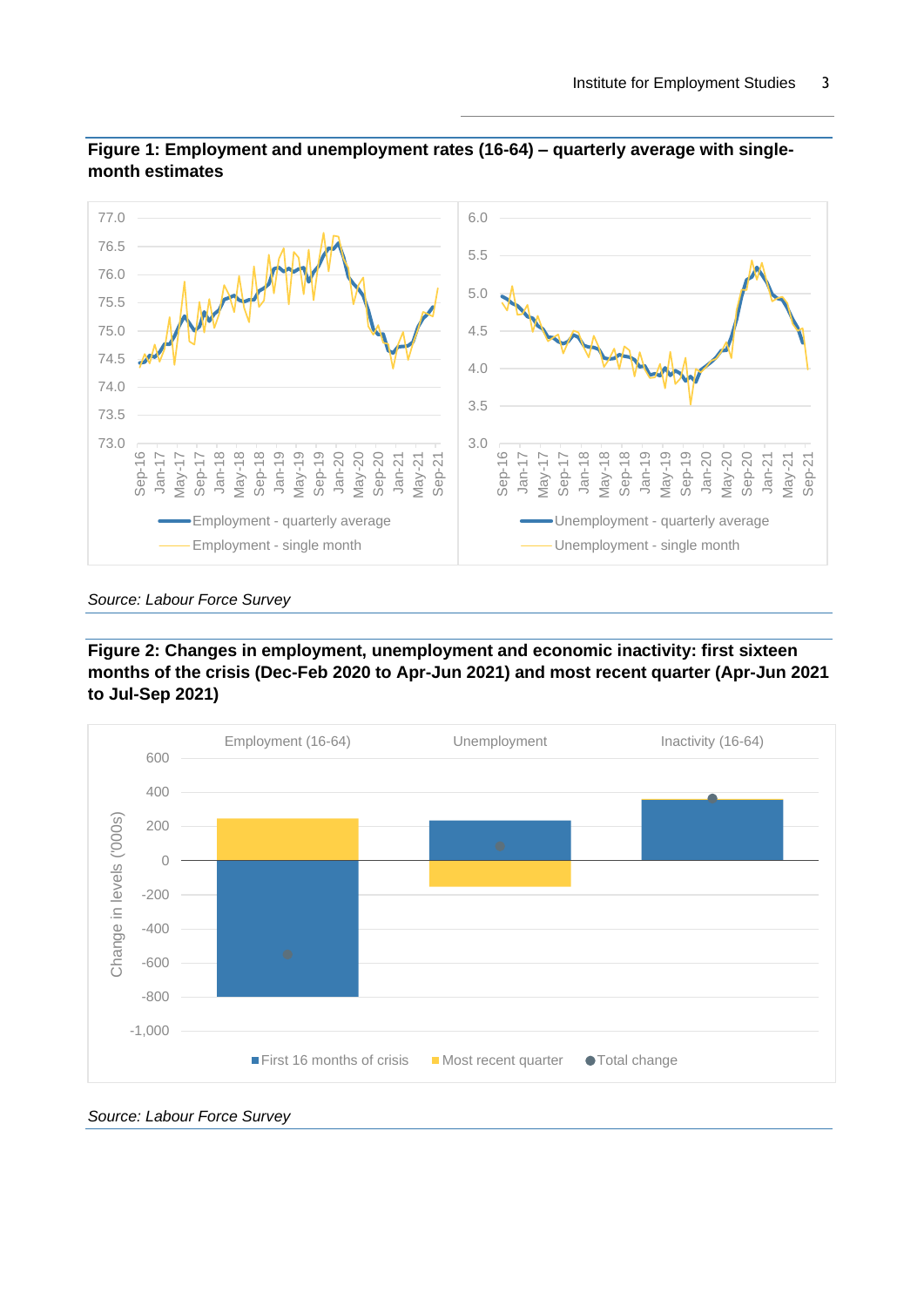**Figure 1: Employment and unemployment rates (16-64) – quarterly average with single-month estimates**

*Source: Labour Force Survey*

**Figure 2: Changes in employment, unemployment and economic inactivity: first sixteen months of the crisis (Dec-Feb 2020 to Apr-Jun 2021) and most recent quarter (Apr-Jun 2021 to Jul-Sep 2021)**

*Source: Labour Force Survey*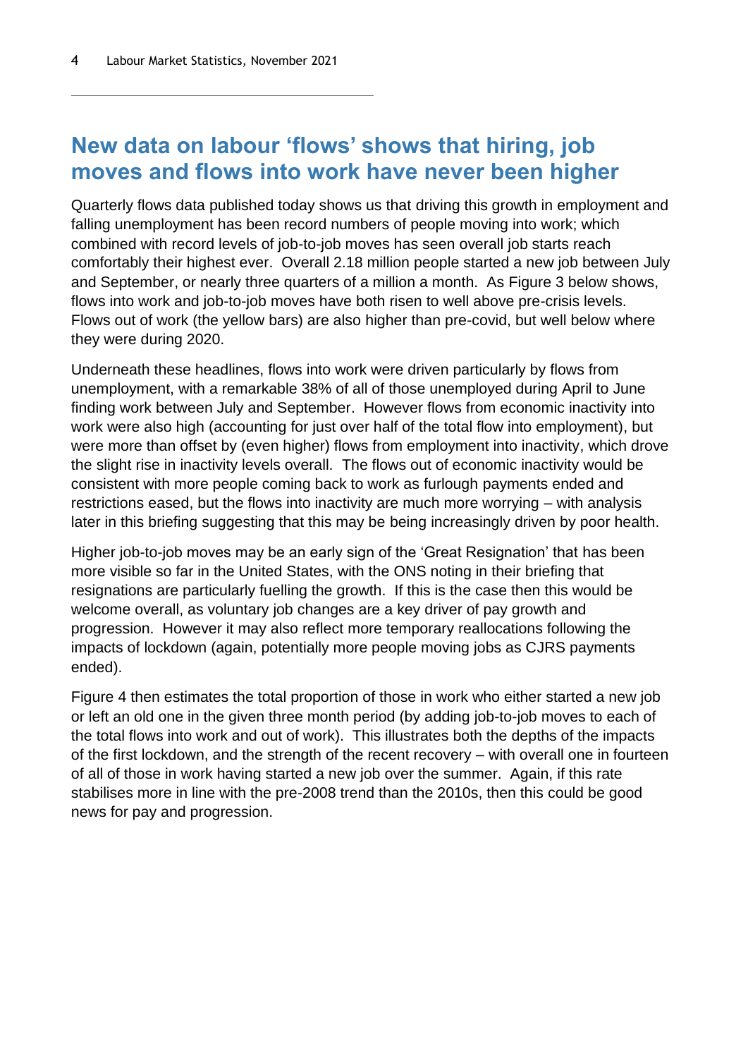## New data on labour 'flows' shows that hiring, job moves and flows into work have never been higher

Quarterly flows data published today shows us that driving this growth in employment and falling unemployment has been record numbers of people moving into work; which combined with record levels of job-to-job moves has seen overall job starts reach comfortably their highest ever. Overall 2.18 million people started a new job between July and September, or nearly three quarters of a million a month. As Figure 3 below shows, flows into work and job-to-job moves have both risen to well above pre-crisis levels. Flows out of work (the yellow bars) are also higher than pre-covid, but well below where they were during 2020.

Underneath these headlines, flows into work were driven particularly by flows from unemployment, with a remarkable 38% of all of those unemployed during April to June finding work between July and September. However flows from economic inactivity into work were also high (accounting for just over half of the total flow into employment), but were more than offset by (even higher) flows from employment into inactivity, which drove the slight rise in inactivity levels overall. The flows out of economic inactivity would be consistent with more people coming back to work as furlough payments ended and restrictions eased, but the flows into inactivity are much more worrying – with analysis later in this briefing suggesting that this may be being increasingly driven by poor health.

Higher job-to-job moves may be an early sign of the 'Great Resignation' that has been more visible so far in the United States, with the ONS noting in their briefing that resignations are particularly fuelling the growth. If this is the case then this would be welcome overall, as voluntary job changes are a key driver of pay growth and progression. However it may also reflect more temporary reallocations following the impacts of lockdown (again, potentially more people moving jobs as CJRS payments ended).

Figure 4 then estimates the total proportion of those in work who either started a new job or left an old one in the given three month period (by adding job-to-job moves to each of the total flows into work and out of work). This illustrates both the depths of the impacts of the first lockdown, and the strength of the recent recovery – with overall one in fourteen of all of those in work having started a new job over the summer. Again, if this rate stabilises more in line with the pre-2008 trend than the 2010s, then this could be good news for pay and progression.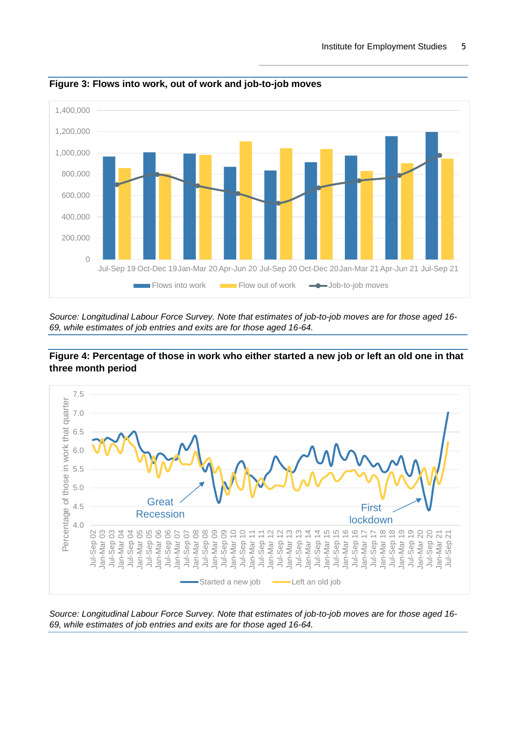**Figure 3: Flows into work, out of work and job-to-job moves**

*Source: Longitudinal Labour Force Survey. Note that estimates of job-to-job moves are for those aged 16-69, while estimates of job entries and exits are for those aged 16-64.*

**Figure 4: Percentage of those in work who either started a new job or left an old one in that three month period**

*Source: Longitudinal Labour Force Survey. Note that estimates of job-to-job moves are for those aged 16-69, while estimates of job entries and exits are for those aged 16-64.*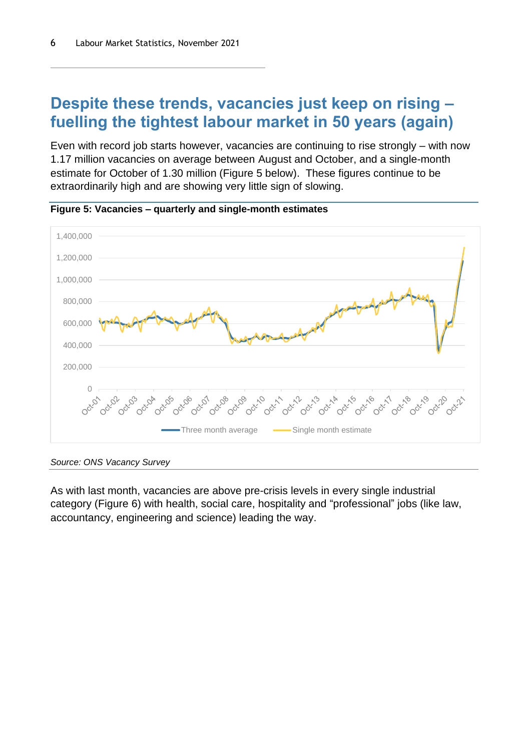## Despite these trends, vacancies just keep on rising – fuelling the tightest labour market in 50 years (again)

Even with record job starts however, vacancies are continuing to rise strongly – with now 1.17 million vacancies on average between August and October, and a single-month estimate for October of 1.30 million (Figure 5 below). These figures continue to be extraordinarily high and are showing very little sign of slowing.

**Figure 5: Vacancies – quarterly and single-month estimates**

*Source: ONS Vacancy Survey*

As with last month, vacancies are above pre-crisis levels in every single industrial category (Figure 6) with health, social care, hospitality and "professional" jobs (like law, accountancy, engineering and science) leading the way.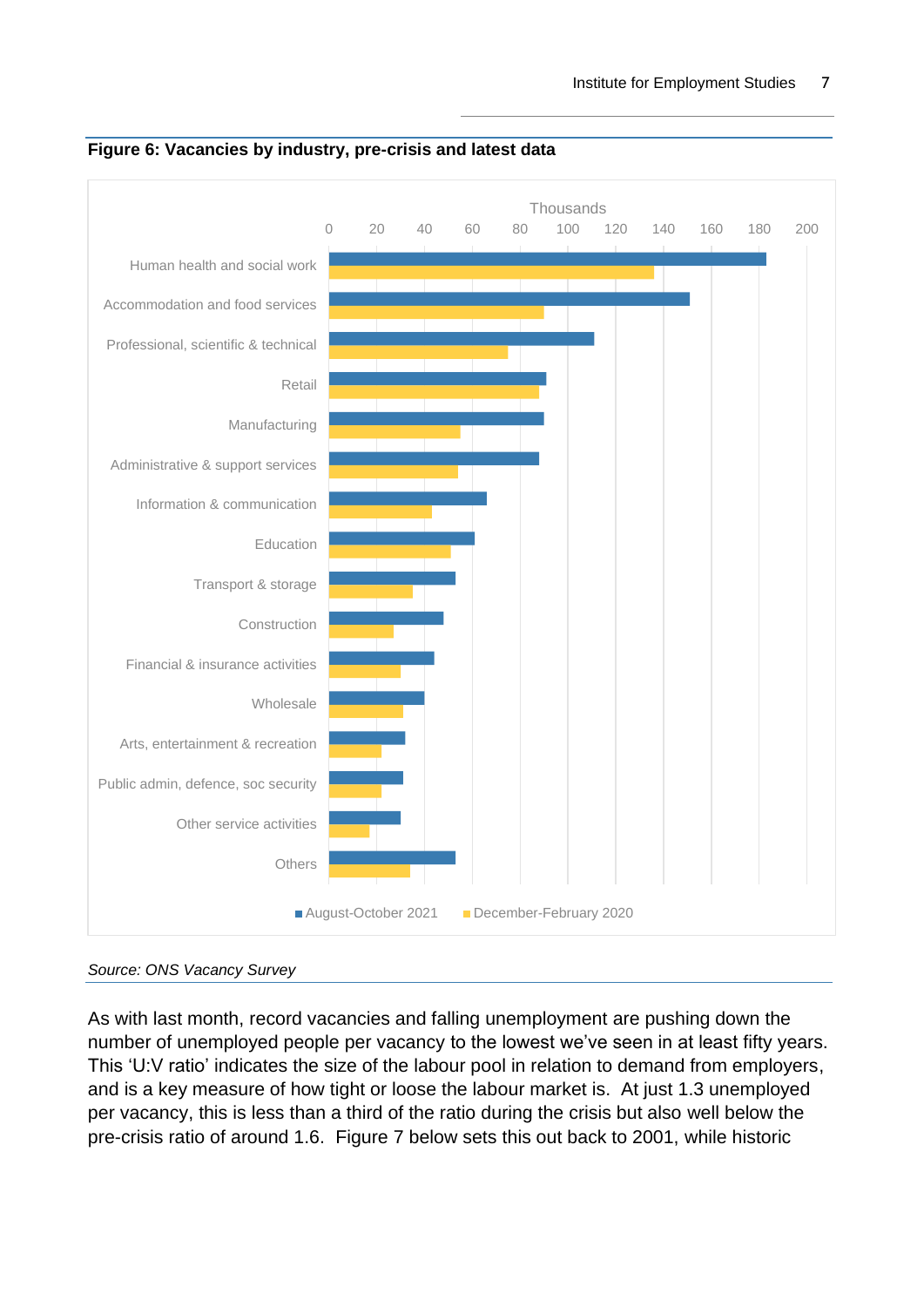**Figure 6: Vacancies by industry, pre-crisis and latest data**

*Source: ONS Vacancy Survey*

As with last month, record vacancies and falling unemployment are pushing down the number of unemployed people per vacancy to the lowest we've seen in at least fifty years. This 'U:V ratio' indicates the size of the labour pool in relation to demand from employers, and is a key measure of how tight or loose the labour market is. At just 1.3 unemployed per vacancy, this is less than a third of the ratio during the crisis but also well below the pre-crisis ratio of around 1.6. Figure 7 below sets this out back to 2001, while historic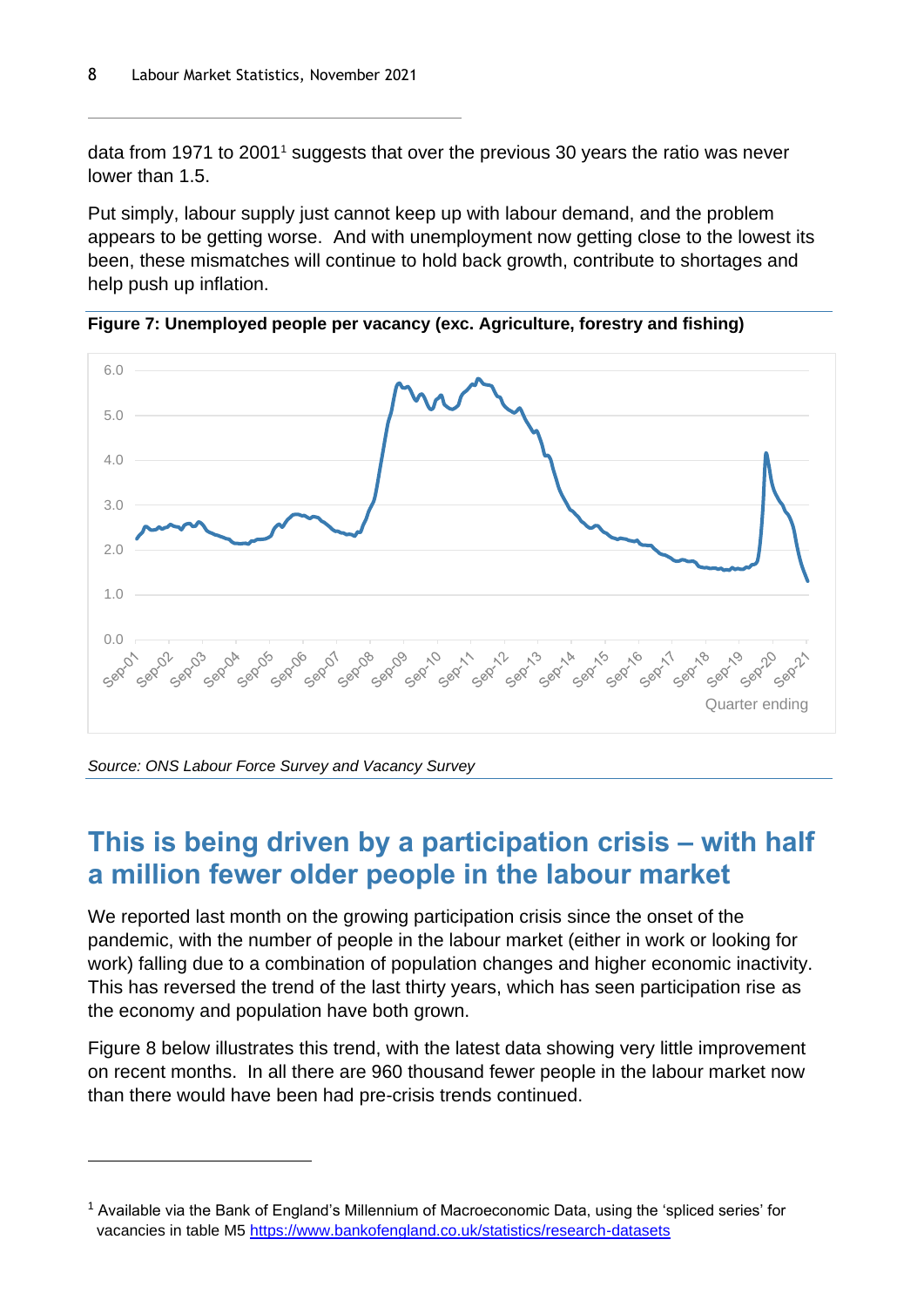data from 1971 to 2001[1] suggests that over the previous 30 years the ratio was never lower than 1.5.

Put simply, labour supply just cannot keep up with labour demand, and the problem appears to be getting worse. And with unemployment now getting close to the lowest its been, these mismatches will continue to hold back growth, contribute to shortages and help push up inflation.

**Figure 7: Unemployed people per vacancy (exc. Agriculture, forestry and fishing)**

*Source: ONS Labour Force Survey and Vacancy Survey*

## This is being driven by a participation crisis – with half a million fewer older people in the labour market

We reported last month on the growing participation crisis since the onset of the pandemic, with the number of people in the labour market (either in work or looking for work) falling due to a combination of population changes and higher economic inactivity. This has reversed the trend of the last thirty years, which has seen participation rise as the economy and population have both grown.

Figure 8 below illustrates this trend, with the latest data showing very little improvement on recent months. In all there are 960 thousand fewer people in the labour market now than there would have been had pre-crisis trends continued.

[1] Available via the Bank of England's Millennium of Macroeconomic Data, using the 'spliced series' for vacancies in table M5 https://www.bankofengland.co.uk/statistics/research-datasets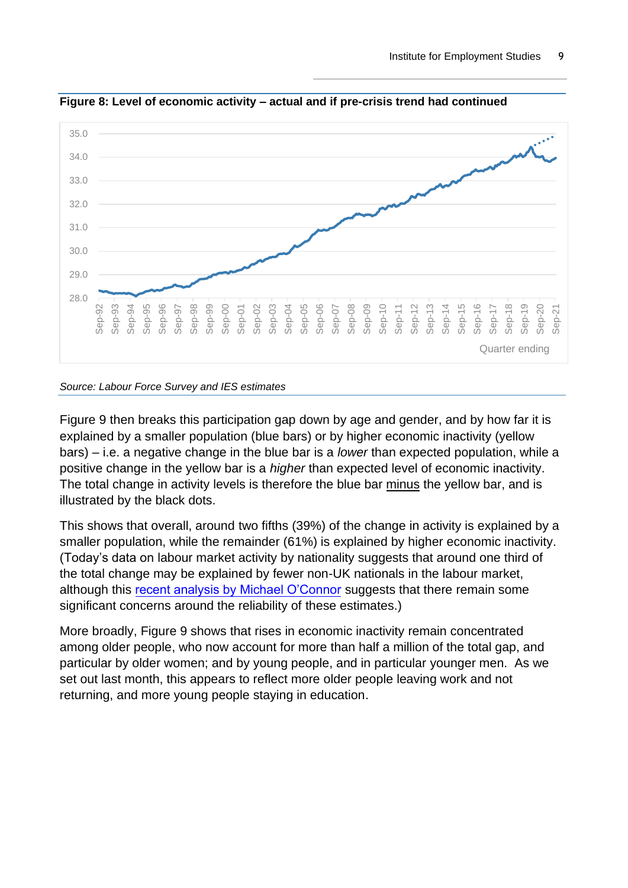**Figure 8: Level of economic activity – actual and if pre-crisis trend had continued**

*Source: Labour Force Survey and IES estimates*

Figure 9 then breaks this participation gap down by age and gender, and by how far it is explained by a smaller population (blue bars) or by higher economic inactivity (yellow bars) – i.e. a negative change in the blue bar is a *lower* than expected population, while a positive change in the yellow bar is a *higher* than expected level of economic inactivity. The total change in activity levels is therefore the blue bar minus the yellow bar, and is illustrated by the black dots.

This shows that overall, around two fifths (39%) of the change in activity is explained by a smaller population, while the remainder (61%) is explained by higher economic inactivity. (Today's data on labour market activity by nationality suggests that around one third of the total change may be explained by fewer non-UK nationals in the labour market, although this recent analysis by Michael O'Connor suggests that there remain some significant concerns around the reliability of these estimates.)

More broadly, Figure 9 shows that rises in economic inactivity remain concentrated among older people, who now account for more than half a million of the total gap, and particular by older women; and by young people, and in particular younger men. As we set out last month, this appears to reflect more older people leaving work and not returning, and more young people staying in education.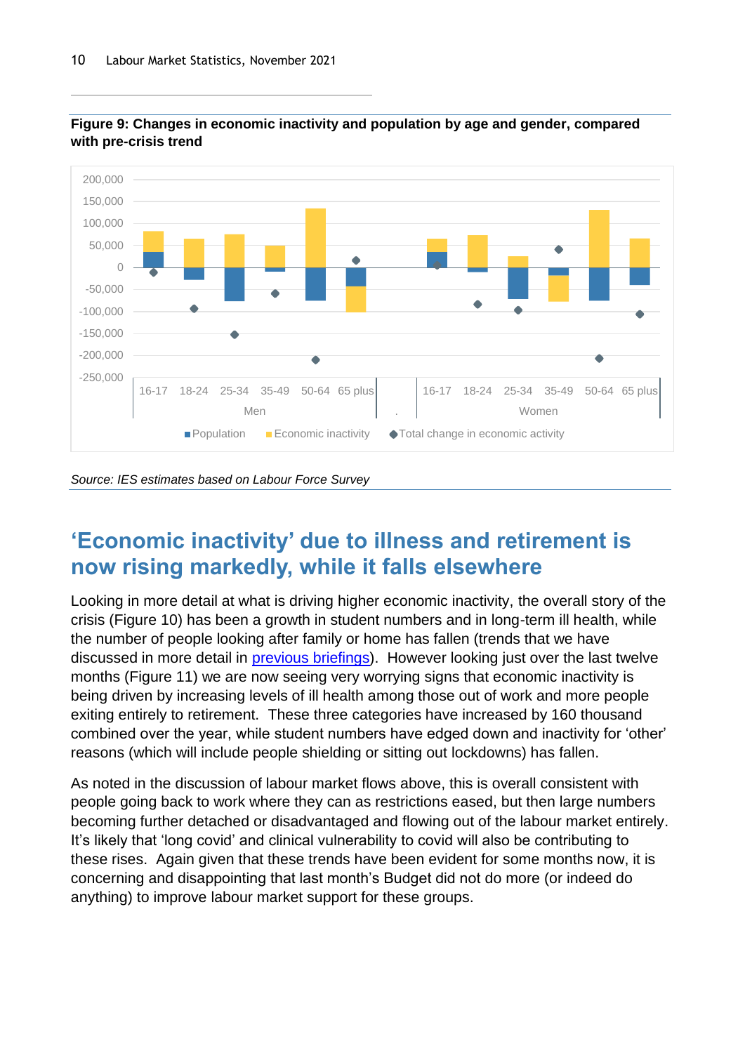**Figure 9: Changes in economic inactivity and population by age and gender, compared with pre-crisis trend**

*Source: IES estimates based on Labour Force Survey*

## 'Economic inactivity' due to illness and retirement is now rising markedly, while it falls elsewhere

Looking in more detail at what is driving higher economic inactivity, the overall story of the crisis (Figure 10) has been a growth in student numbers and in long-term ill health, while the number of people looking after family or home has fallen (trends that we have discussed in more detail in [previous briefings](previous briefings)). However looking just over the last twelve months (Figure 11) we are now seeing very worrying signs that economic inactivity is being driven by increasing levels of ill health among those out of work and more people exiting entirely to retirement. These three categories have increased by 160 thousand combined over the year, while student numbers have edged down and inactivity for 'other' reasons (which will include people shielding or sitting out lockdowns) has fallen.

As noted in the discussion of labour market flows above, this is overall consistent with people going back to work where they can as restrictions eased, but then large numbers becoming further detached or disadvantaged and flowing out of the labour market entirely. It's likely that 'long covid' and clinical vulnerability to covid will also be contributing to these rises. Again given that these trends have been evident for some months now, it is concerning and disappointing that last month's Budget did not do more (or indeed do anything) to improve labour market support for these groups.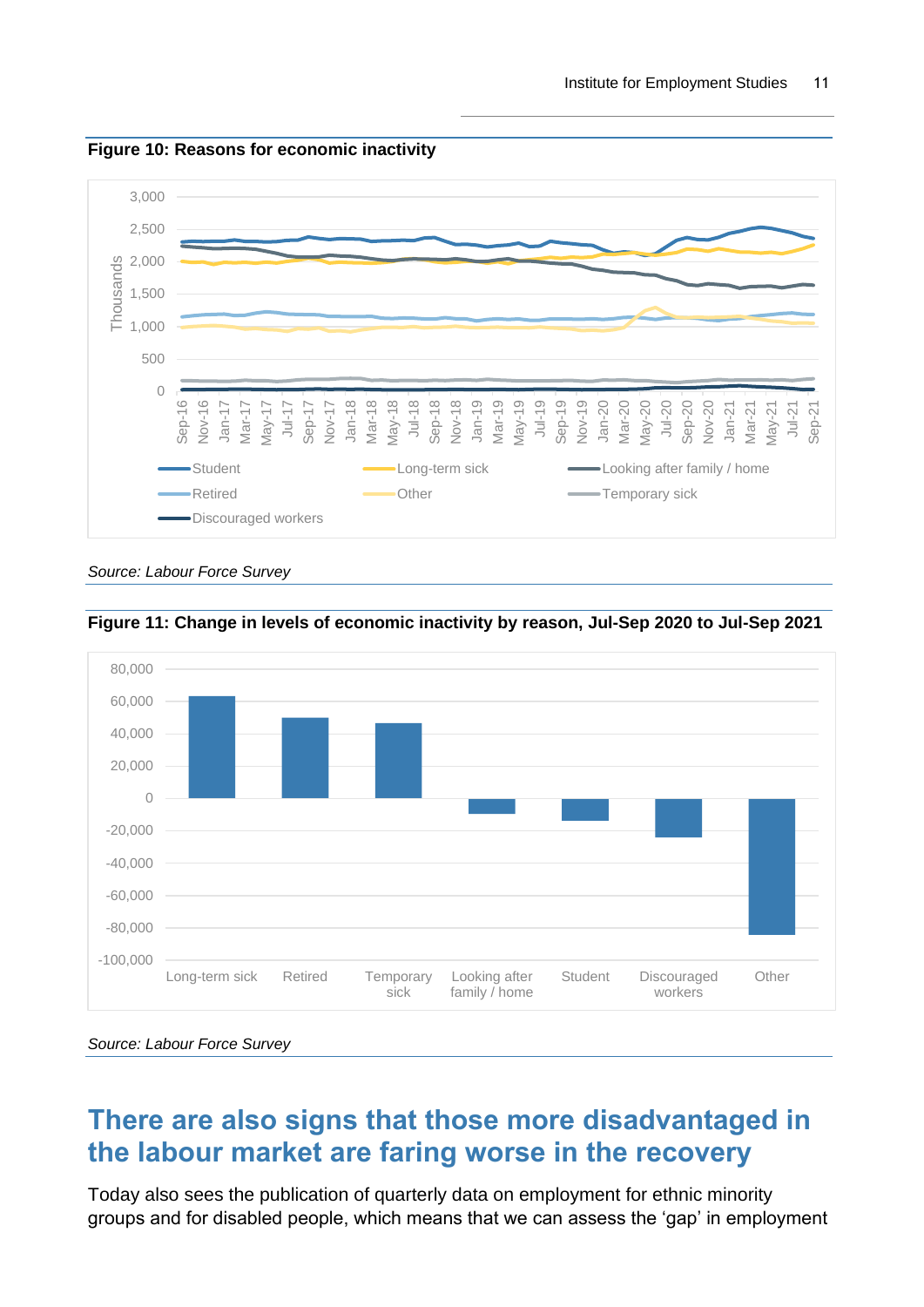**Figure 10: Reasons for economic inactivity**

Source: Labour Force Survey

**Figure 11: Change in levels of economic inactivity by reason, Jul-Sep 2020 to Jul-Sep 2021**

Source: Labour Force Survey

## There are also signs that those more disadvantaged in the labour market are faring worse in the recovery

Today also sees the publication of quarterly data on employment for ethnic minority groups and for disabled people, which means that we can assess the 'gap' in employment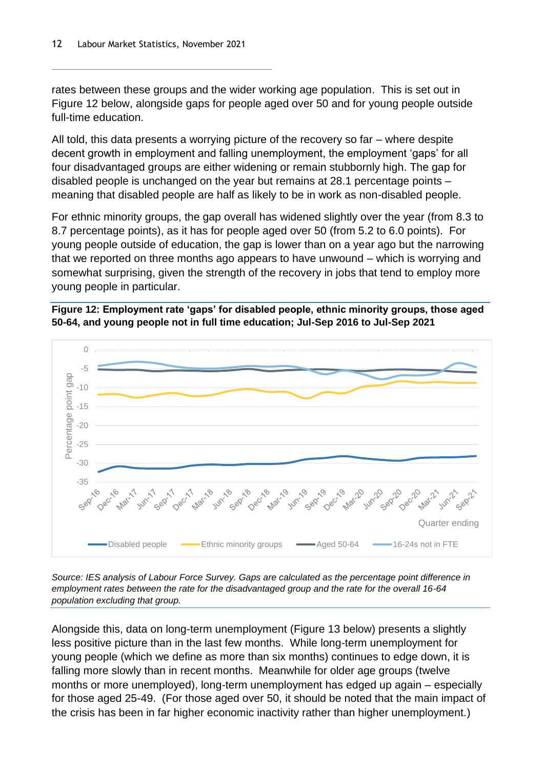rates between these groups and the wider working age population. This is set out in Figure 12 below, alongside gaps for people aged over 50 and for young people outside full-time education.

All told, this data presents a worrying picture of the recovery so far – where despite decent growth in employment and falling unemployment, the employment 'gaps' for all four disadvantaged groups are either widening or remain stubbornly high. The gap for disabled people is unchanged on the year but remains at 28.1 percentage points – meaning that disabled people are half as likely to be in work as non-disabled people.

For ethnic minority groups, the gap overall has widened slightly over the year (from 8.3 to 8.7 percentage points), as it has for people aged over 50 (from 5.2 to 6.0 points). For young people outside of education, the gap is lower than on a year ago but the narrowing that we reported on three months ago appears to have unwound – which is worrying and somewhat surprising, given the strength of the recovery in jobs that tend to employ more young people in particular.

**Figure 12: Employment rate 'gaps' for disabled people, ethnic minority groups, those aged 50-64, and young people not in full time education; Jul-Sep 2016 to Jul-Sep 2021**

*Source: IES analysis of Labour Force Survey. Gaps are calculated as the percentage point difference in employment rates between the rate for the disadvantaged group and the rate for the overall 16-64 population excluding that group.*

Alongside this, data on long-term unemployment (Figure 13 below) presents a slightly less positive picture than in the last few months. While long-term unemployment for young people (which we define as more than six months) continues to edge down, it is falling more slowly than in recent months. Meanwhile for older age groups (twelve months or more unemployed), long-term unemployment has edged up again – especially for those aged 25-49. (For those aged over 50, it should be noted that the main impact of the crisis has been in far higher economic inactivity rather than higher unemployment.)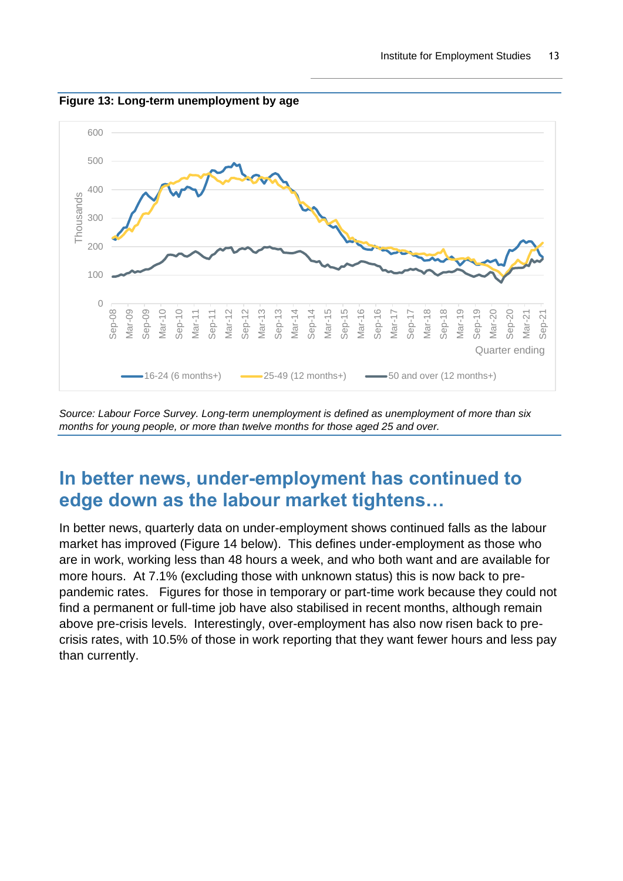**Figure 13: Long-term unemployment by age**

*Source: Labour Force Survey. Long-term unemployment is defined as unemployment of more than six months for young people, or more than twelve months for those aged 25 and over.*

## In better news, under-employment has continued to edge down as the labour market tightens…

In better news, quarterly data on under-employment shows continued falls as the labour market has improved (Figure 14 below). This defines under-employment as those who are in work, working less than 48 hours a week, and who both want and are available for more hours. At 7.1% (excluding those with unknown status) this is now back to pre-pandemic rates. Figures for those in temporary or part-time work because they could not find a permanent or full-time job have also stabilised in recent months, although remain above pre-crisis levels. Interestingly, over-employment has also now risen back to pre-crisis rates, with 10.5% of those in work reporting that they want fewer hours and less pay than currently.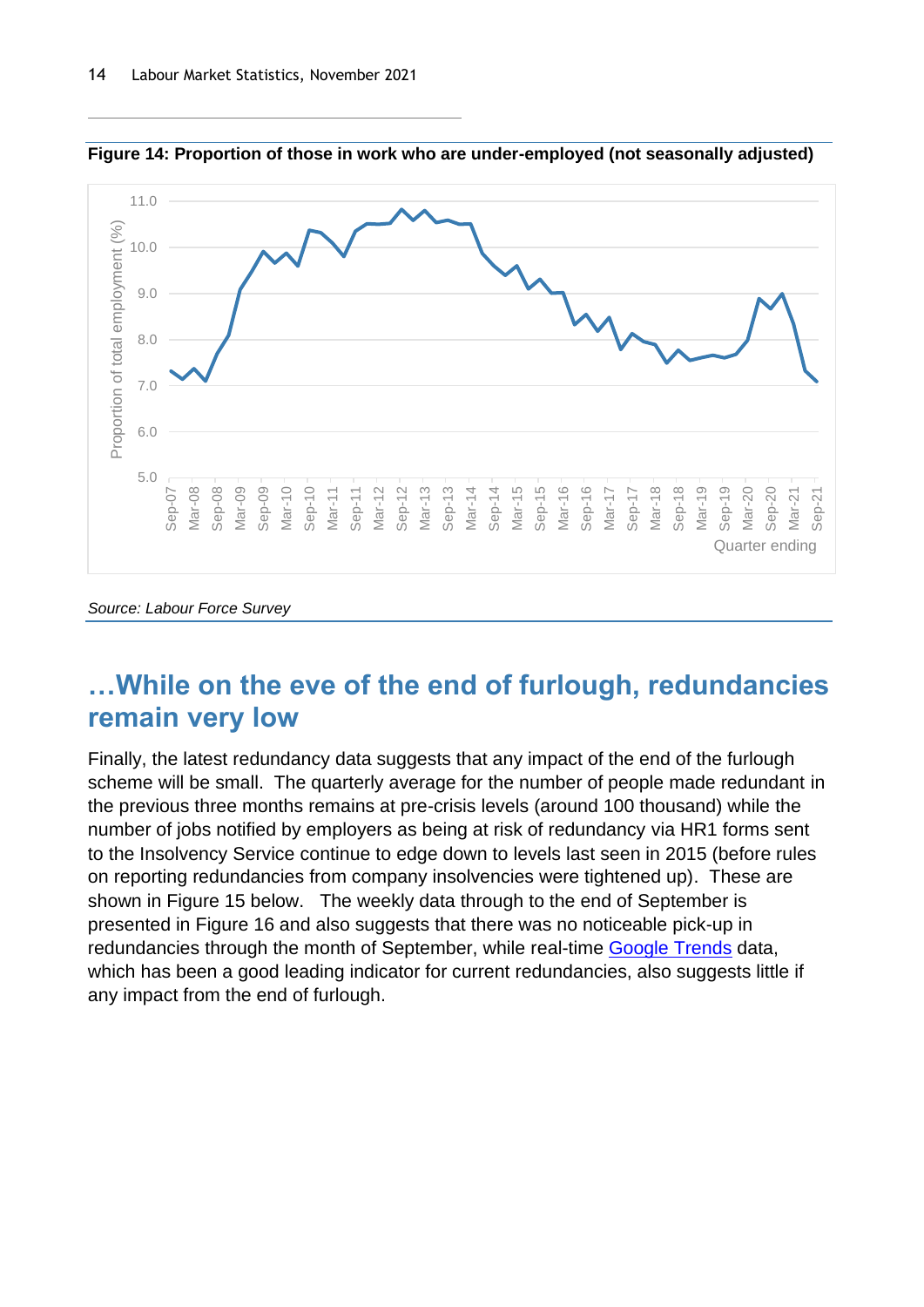**Figure 14: Proportion of those in work who are under-employed (not seasonally adjusted)**

*Source: Labour Force Survey*

## …While on the eve of the end of furlough, redundancies remain very low

Finally, the latest redundancy data suggests that any impact of the end of the furlough scheme will be small. The quarterly average for the number of people made redundant in the previous three months remains at pre-crisis levels (around 100 thousand) while the number of jobs notified by employers as being at risk of redundancy via HR1 forms sent to the Insolvency Service continue to edge down to levels last seen in 2015 (before rules on reporting redundancies from company insolvencies were tightened up). These are shown in Figure 15 below. The weekly data through to the end of September is presented in Figure 16 and also suggests that there was no noticeable pick-up in redundancies through the month of September, while real-time Google Trends data, which has been a good leading indicator for current redundancies, also suggests little if any impact from the end of furlough.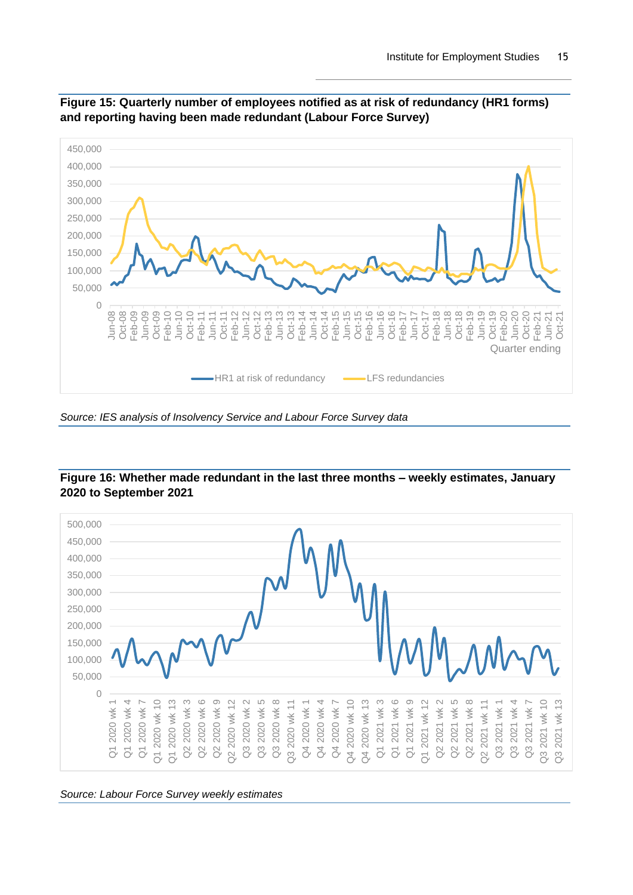**Figure 15: Quarterly number of employees notified as at risk of redundancy (HR1 forms) and reporting having been made redundant (Labour Force Survey)**

*Source: IES analysis of Insolvency Service and Labour Force Survey data*

**Figure 16: Whether made redundant in the last three months – weekly estimates, January 2020 to September 2021**

*Source: Labour Force Survey weekly estimates*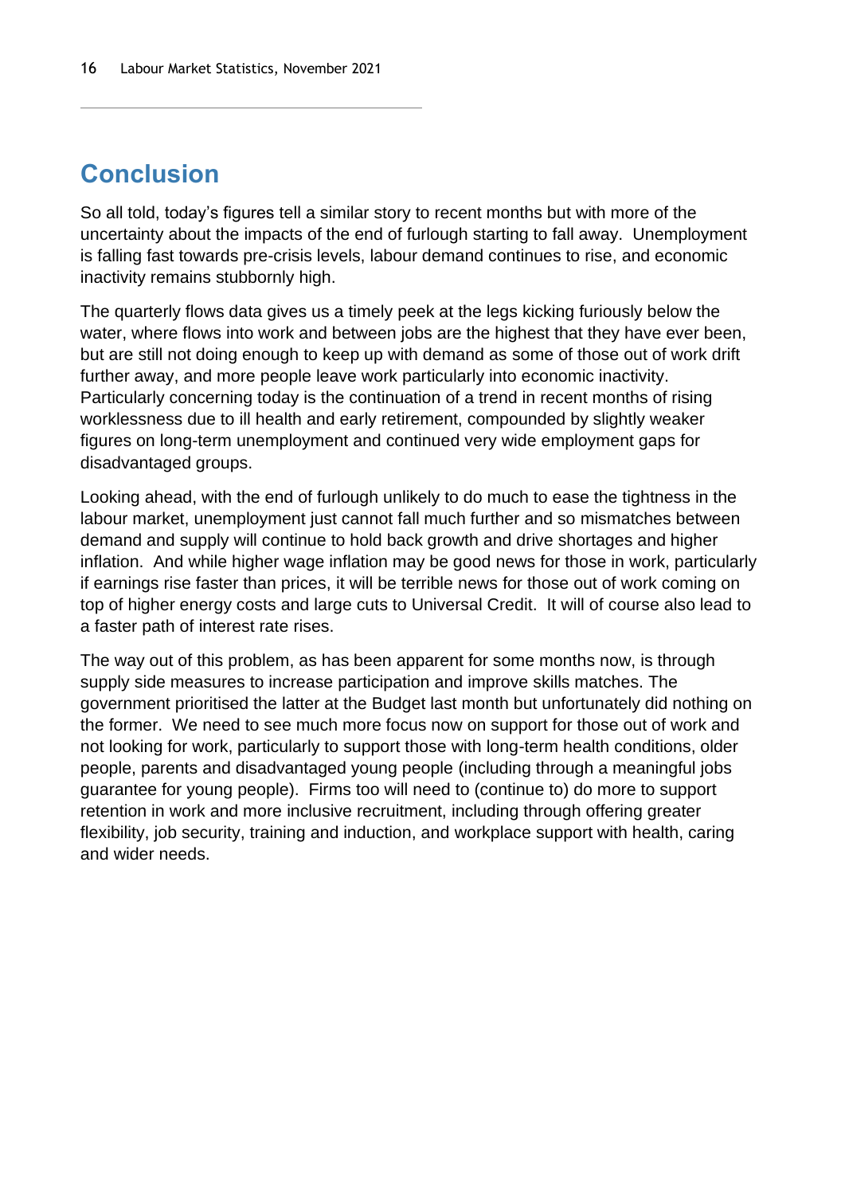## Conclusion

So all told, today's figures tell a similar story to recent months but with more of the uncertainty about the impacts of the end of furlough starting to fall away. Unemployment is falling fast towards pre-crisis levels, labour demand continues to rise, and economic inactivity remains stubbornly high.

The quarterly flows data gives us a timely peek at the legs kicking furiously below the water, where flows into work and between jobs are the highest that they have ever been, but are still not doing enough to keep up with demand as some of those out of work drift further away, and more people leave work particularly into economic inactivity. Particularly concerning today is the continuation of a trend in recent months of rising worklessness due to ill health and early retirement, compounded by slightly weaker figures on long-term unemployment and continued very wide employment gaps for disadvantaged groups.

Looking ahead, with the end of furlough unlikely to do much to ease the tightness in the labour market, unemployment just cannot fall much further and so mismatches between demand and supply will continue to hold back growth and drive shortages and higher inflation. And while higher wage inflation may be good news for those in work, particularly if earnings rise faster than prices, it will be terrible news for those out of work coming on top of higher energy costs and large cuts to Universal Credit. It will of course also lead to a faster path of interest rate rises.

The way out of this problem, as has been apparent for some months now, is through supply side measures to increase participation and improve skills matches. The government prioritised the latter at the Budget last month but unfortunately did nothing on the former. We need to see much more focus now on support for those out of work and not looking for work, particularly to support those with long-term health conditions, older people, parents and disadvantaged young people (including through a meaningful jobs guarantee for young people). Firms too will need to (continue to) do more to support retention in work and more inclusive recruitment, including through offering greater flexibility, job security, training and induction, and workplace support with health, caring and wider needs.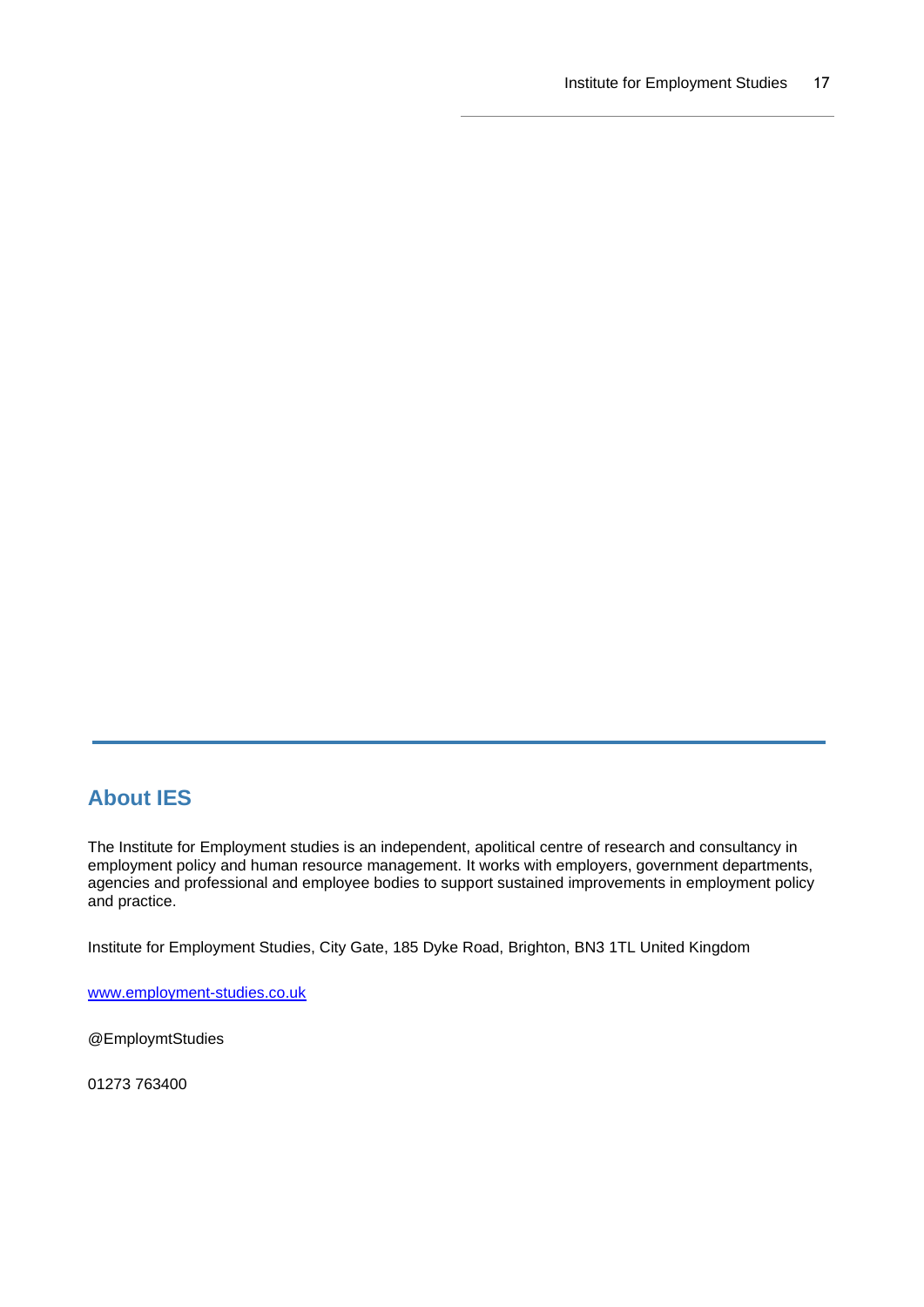## About IES

The Institute for Employment studies is an independent, apolitical centre of research and consultancy in employment policy and human resource management. It works with employers, government departments, agencies and professional and employee bodies to support sustained improvements in employment policy and practice.

Institute for Employment Studies, City Gate, 185 Dyke Road, Brighton, BN3 1TL United Kingdom

[www.employment-studies.co.uk](http://www.employment-studies.co.uk)

@EmploymtStudies

01273 763400